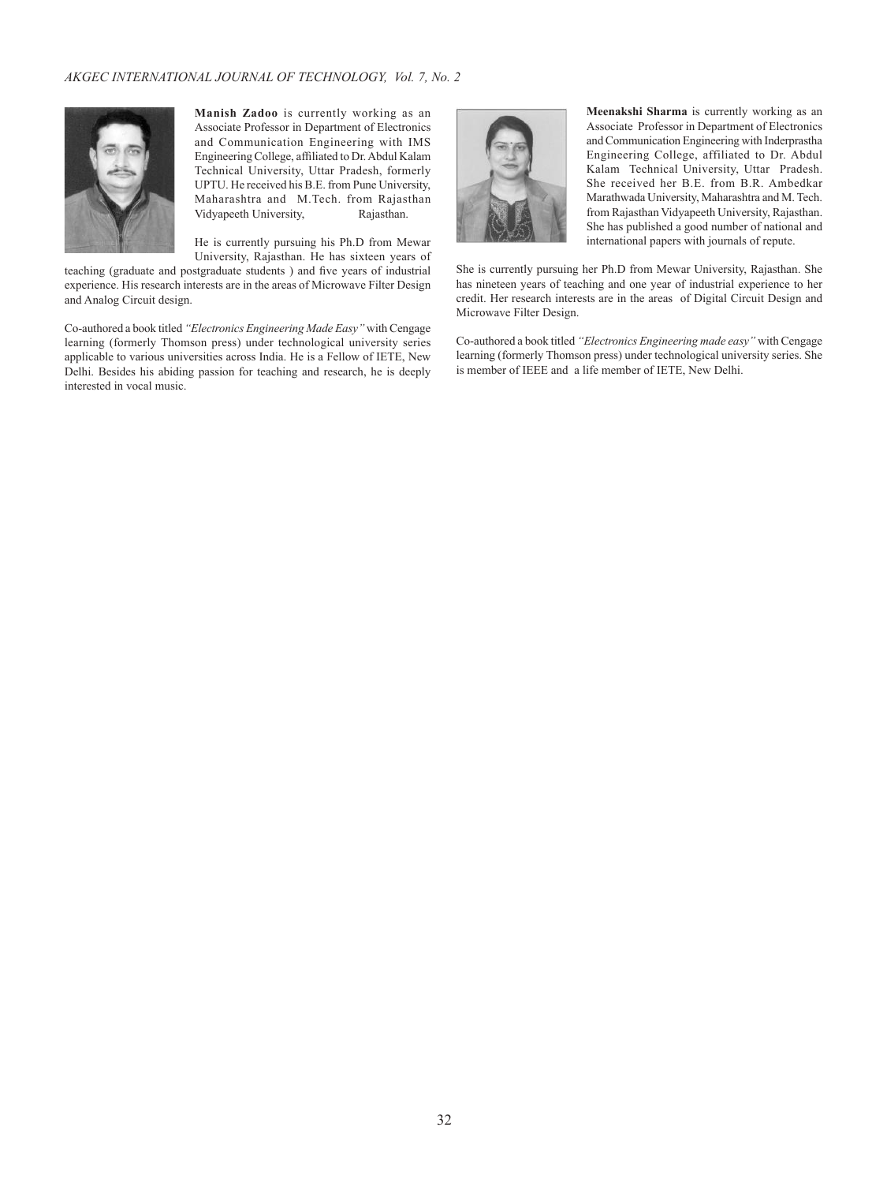**Manish Zadoo** is currently working as an Associate Professor in Department of Electronics and Communication Engineering with IMS Engineering College, affiliated to Dr. Abdul Kalam Technical University, Uttar Pradesh, formerly UPTU. He received his B.E. from Pune University, Maharashtra and M.Tech. from Rajasthan Vidyapeeth University, Rajasthan.

He is currently pursuing his Ph.D from Mewar University, Rajasthan. He has sixteen years of teaching (graduate and postgraduate students ) and five years of industrial experience. His research interests are in the areas of Microwave Filter Design and Analog Circuit design.

Co-authored a book titled *"Electronics Engineering Made Easy"* with Cengage learning (formerly Thomson press) under technological university series applicable to various universities across India. He is a Fellow of IETE, New Delhi. Besides his abiding passion for teaching and research, he is deeply interested in vocal music.

**Meenakshi Sharma** is currently working as an Associate Professor in Department of Electronics and Communication Engineering with Inderprastha Engineering College, affiliated to Dr. Abdul Kalam Technical University, Uttar Pradesh. She received her B.E. from B.R. Ambedkar Marathwada University, Maharashtra and M. Tech. from Rajasthan Vidyapeeth University, Rajasthan. She has published a good number of national and international papers with journals of repute.

She is currently pursuing her Ph.D from Mewar University, Rajasthan. She has nineteen years of teaching and one year of industrial experience to her credit. Her research interests are in the areas of Digital Circuit Design and Microwave Filter Design.

Co-authored a book titled *"Electronics Engineering made easy"* with Cengage learning (formerly Thomson press) under technological university series. She is member of IEEE and a life member of IETE, New Delhi.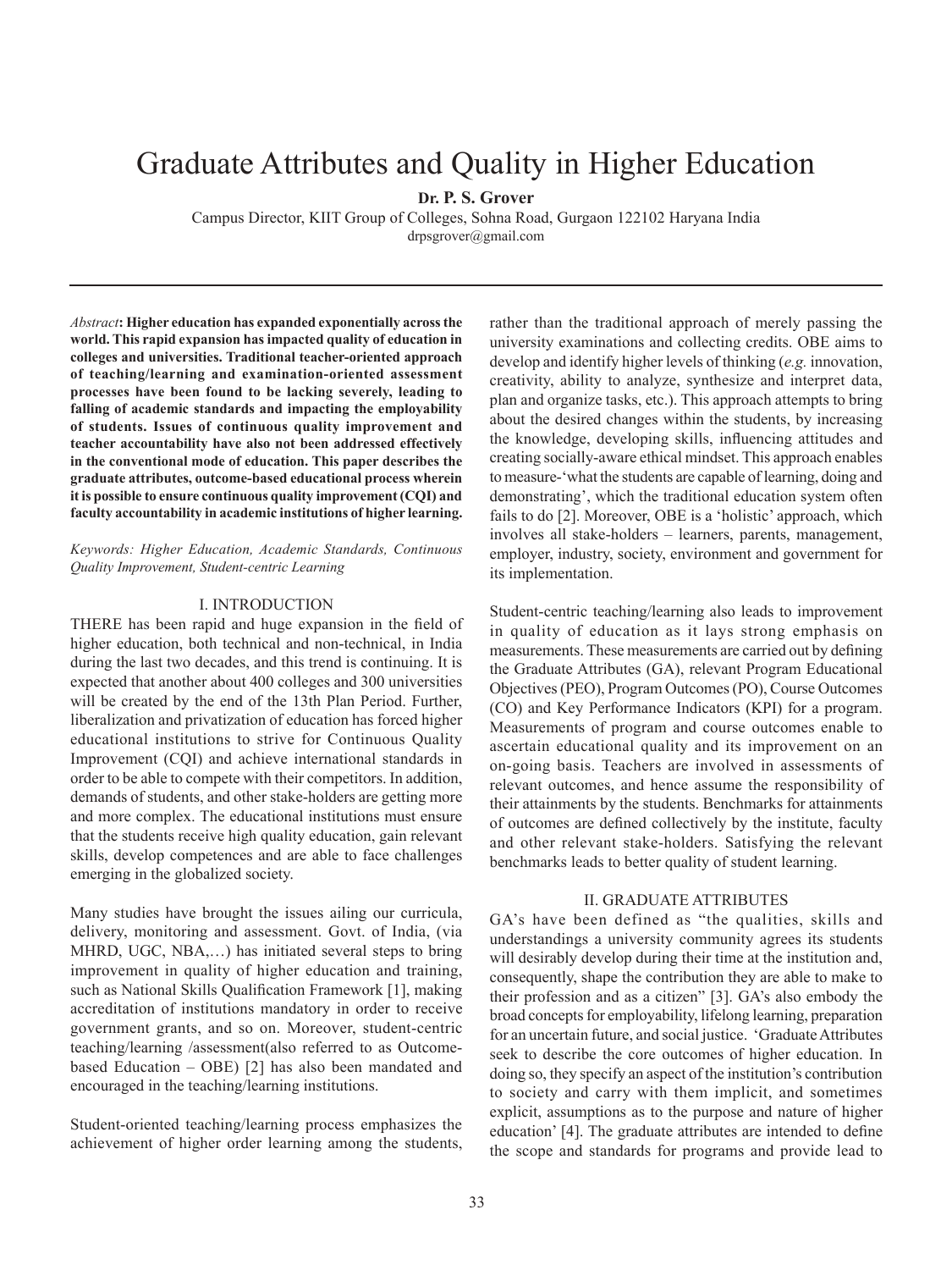# Graduate Attributes and Quality in Higher Education

**Dr. P. S. Grover**

Campus Director, KIIT Group of Colleges, Sohna Road, Gurgaon 122102 Haryana India

drpsgrover@gmail.com

---

*Abstract*: **Higher education has expanded exponentially across the world. This rapid expansion has impacted quality of education in colleges and universities. Traditional teacher-oriented approach of teaching/learning and examination-oriented assessment processes have been found to be lacking severely, leading to falling of academic standards and impacting the employability of students. Issues of continuous quality improvement and teacher accountability have also not been addressed effectively in the conventional mode of education. This paper describes the graduate attributes, outcome-based educational process wherein it is possible to ensure continuous quality improvement (CQI) and faculty accountability in academic institutions of higher learning.**

*Keywords: Higher Education, Academic Standards, Continuous Quality Improvement, Student-centric Learning*

## I. INTRODUCTION

THERE has been rapid and huge expansion in the field of higher education, both technical and non-technical, in India during the last two decades, and this trend is continuing. It is expected that another about 400 colleges and 300 universities will be created by the end of the 13th Plan Period. Further, liberalization and privatization of education has forced higher educational institutions to strive for Continuous Quality Improvement (CQI) and achieve international standards in order to be able to compete with their competitors. In addition, demands of students, and other stake-holders are getting more and more complex. The educational institutions must ensure that the students receive high quality education, gain relevant skills, develop competences and are able to face challenges emerging in the globalized society.

Many studies have brought the issues ailing our curricula, delivery, monitoring and assessment. Govt. of India, (via MHRD, UGC, NBA,…) has initiated several steps to bring improvement in quality of higher education and training, such as National Skills Qualification Framework [1], making accreditation of institutions mandatory in order to receive government grants, and so on. Moreover, student-centric teaching/learning /assessment(also referred to as Outcome-based Education – OBE) [2] has also been mandated and encouraged in the teaching/learning institutions.

Student-oriented teaching/learning process emphasizes the achievement of higher order learning among the students, rather than the traditional approach of merely passing the university examinations and collecting credits. OBE aims to develop and identify higher levels of thinking (*e.g.* innovation, creativity, ability to analyze, synthesize and interpret data, plan and organize tasks, etc.). This approach attempts to bring about the desired changes within the students, by increasing the knowledge, developing skills, influencing attitudes and creating socially-aware ethical mindset. This approach enables to measure-'what the students are capable of learning, doing and demonstrating', which the traditional education system often fails to do [2]. Moreover, OBE is a 'holistic' approach, which involves all stake-holders – learners, parents, management, employer, industry, society, environment and government for its implementation.

Student-centric teaching/learning also leads to improvement in quality of education as it lays strong emphasis on measurements. These measurements are carried out by defining the Graduate Attributes (GA), relevant Program Educational Objectives (PEO), Program Outcomes (PO), Course Outcomes (CO) and Key Performance Indicators (KPI) for a program. Measurements of program and course outcomes enable to ascertain educational quality and its improvement on an on-going basis. Teachers are involved in assessments of relevant outcomes, and hence assume the responsibility of their attainments by the students. Benchmarks for attainments of outcomes are defined collectively by the institute, faculty and other relevant stake-holders. Satisfying the relevant benchmarks leads to better quality of student learning.

## II. GRADUATE ATTRIBUTES

GA's have been defined as "the qualities, skills and understandings a university community agrees its students will desirably develop during their time at the institution and, consequently, shape the contribution they are able to make to their profession and as a citizen" [3]. GA's also embody the broad concepts for employability, lifelong learning, preparation for an uncertain future, and social justice. 'Graduate Attributes seek to describe the core outcomes of higher education. In doing so, they specify an aspect of the institution's contribution to society and carry with them implicit, and sometimes explicit, assumptions as to the purpose and nature of higher education' [4]. The graduate attributes are intended to define the scope and standards for programs and provide lead to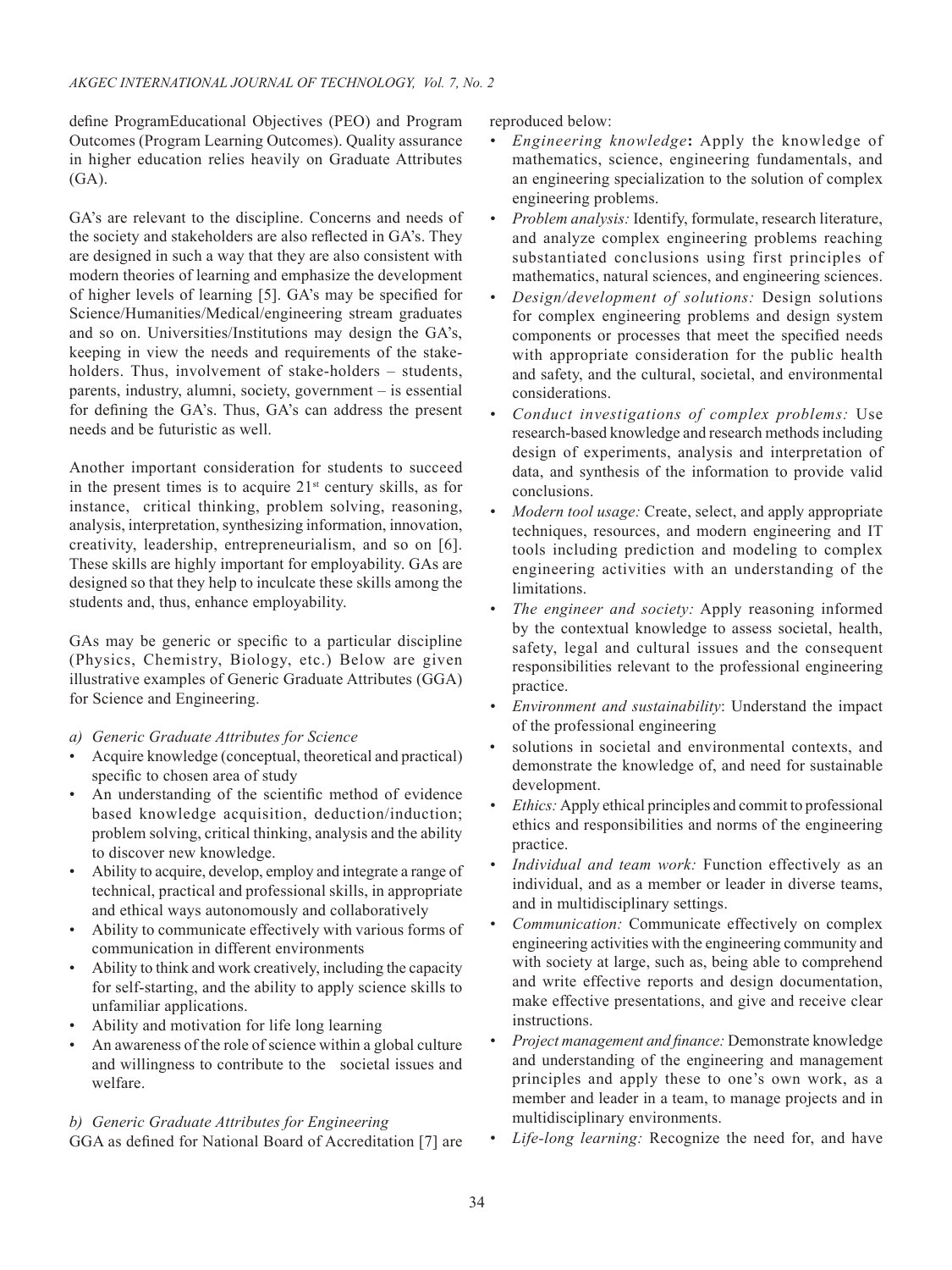define ProgramEducational Objectives (PEO) and Program Outcomes (Program Learning Outcomes). Quality assurance in higher education relies heavily on Graduate Attributes (GA).

GA's are relevant to the discipline. Concerns and needs of the society and stakeholders are also reflected in GA's. They are designed in such a way that they are also consistent with modern theories of learning and emphasize the development of higher levels of learning [5]. GA's may be specified for Science/Humanities/Medical/engineering stream graduates and so on. Universities/Institutions may design the GA's, keeping in view the needs and requirements of the stake-holders. Thus, involvement of stake-holders – students, parents, industry, alumni, society, government – is essential for defining the GA's. Thus, GA's can address the present needs and be futuristic as well.

Another important consideration for students to succeed in the present times is to acquire 21st century skills, as for instance, critical thinking, problem solving, reasoning, analysis, interpretation, synthesizing information, innovation, creativity, leadership, entrepreneurialism, and so on [6]. These skills are highly important for employability. GAs are designed so that they help to inculcate these skills among the students and, thus, enhance employability.

GAs may be generic or specific to a particular discipline (Physics, Chemistry, Biology, etc.) Below are given illustrative examples of Generic Graduate Attributes (GGA) for Science and Engineering.

*a) Generic Graduate Attributes for Science*

- Acquire knowledge (conceptual, theoretical and practical) specific to chosen area of study
- An understanding of the scientific method of evidence based knowledge acquisition, deduction/induction; problem solving, critical thinking, analysis and the ability to discover new knowledge.
- Ability to acquire, develop, employ and integrate a range of technical, practical and professional skills, in appropriate and ethical ways autonomously and collaboratively
- Ability to communicate effectively with various forms of communication in different environments
- Ability to think and work creatively, including the capacity for self-starting, and the ability to apply science skills to unfamiliar applications.
- Ability and motivation for life long learning
- An awareness of the role of science within a global culture and willingness to contribute to the societal issues and welfare.

*b) Generic Graduate Attributes for Engineering*

GGA as defined for National Board of Accreditation [7] are reproduced below:

- *Engineering knowledge*: Apply the knowledge of mathematics, science, engineering fundamentals, and an engineering specialization to the solution of complex engineering problems.
- *Problem analysis:* Identify, formulate, research literature, and analyze complex engineering problems reaching substantiated conclusions using first principles of mathematics, natural sciences, and engineering sciences.
- *Design/development of solutions:* Design solutions for complex engineering problems and design system components or processes that meet the specified needs with appropriate consideration for the public health and safety, and the cultural, societal, and environmental considerations.
- *Conduct investigations of complex problems:* Use research-based knowledge and research methods including design of experiments, analysis and interpretation of data, and synthesis of the information to provide valid conclusions.
- *Modern tool usage:* Create, select, and apply appropriate techniques, resources, and modern engineering and IT tools including prediction and modeling to complex engineering activities with an understanding of the limitations.
- *The engineer and society:* Apply reasoning informed by the contextual knowledge to assess societal, health, safety, legal and cultural issues and the consequent responsibilities relevant to the professional engineering practice.
- *Environment and sustainability*: Understand the impact of the professional engineering
- solutions in societal and environmental contexts, and demonstrate the knowledge of, and need for sustainable development.
- *Ethics:* Apply ethical principles and commit to professional ethics and responsibilities and norms of the engineering practice.
- *Individual and team work:* Function effectively as an individual, and as a member or leader in diverse teams, and in multidisciplinary settings.
- *Communication:* Communicate effectively on complex engineering activities with the engineering community and with society at large, such as, being able to comprehend and write effective reports and design documentation, make effective presentations, and give and receive clear instructions.
- *Project management and finance:* Demonstrate knowledge and understanding of the engineering and management principles and apply these to one's own work, as a member and leader in a team, to manage projects and in multidisciplinary environments.
- *Life-long learning:* Recognize the need for, and have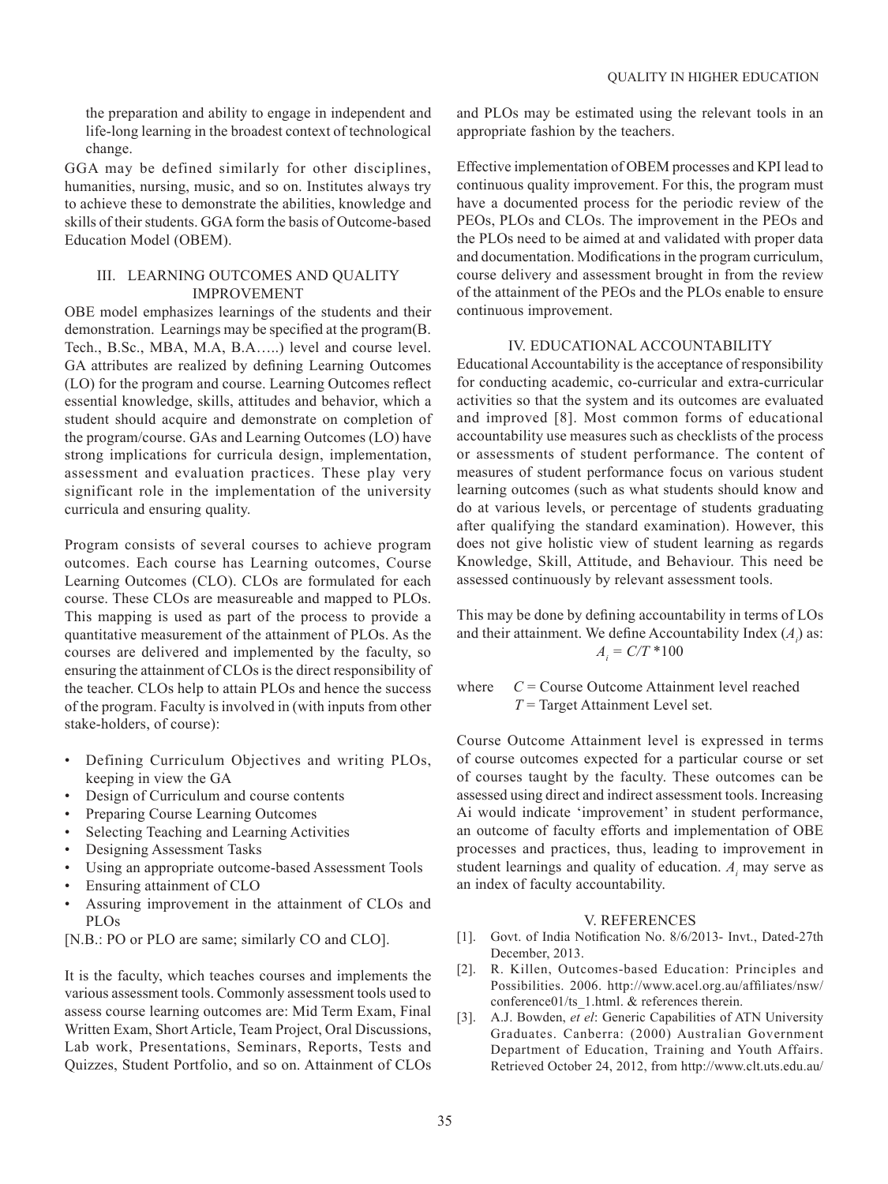the preparation and ability to engage in independent and life-long learning in the broadest context of technological change.

GGA may be defined similarly for other disciplines, humanities, nursing, music, and so on. Institutes always try to achieve these to demonstrate the abilities, knowledge and skills of their students. GGA form the basis of Outcome-based Education Model (OBEM).

## III. LEARNING OUTCOMES AND QUALITY IMPROVEMENT

OBE model emphasizes learnings of the students and their demonstration. Learnings may be specified at the program(B. Tech., B.Sc., MBA, M.A, B.A…..) level and course level. GA attributes are realized by defining Learning Outcomes (LO) for the program and course. Learning Outcomes reflect essential knowledge, skills, attitudes and behavior, which a student should acquire and demonstrate on completion of the program/course. GAs and Learning Outcomes (LO) have strong implications for curricula design, implementation, assessment and evaluation practices. These play very significant role in the implementation of the university curricula and ensuring quality.

Program consists of several courses to achieve program outcomes. Each course has Learning outcomes, Course Learning Outcomes (CLO). CLOs are formulated for each course. These CLOs are measureable and mapped to PLOs. This mapping is used as part of the process to provide a quantitative measurement of the attainment of PLOs. As the courses are delivered and implemented by the faculty, so ensuring the attainment of CLOs is the direct responsibility of the teacher. CLOs help to attain PLOs and hence the success of the program. Faculty is involved in (with inputs from other stake-holders, of course):

- Defining Curriculum Objectives and writing PLOs, keeping in view the GA
- Design of Curriculum and course contents
- Preparing Course Learning Outcomes
- Selecting Teaching and Learning Activities
- Designing Assessment Tasks
- Using an appropriate outcome-based Assessment Tools
- Ensuring attainment of CLO
- Assuring improvement in the attainment of CLOs and PLOs

[N.B.: PO or PLO are same; similarly CO and CLO].

It is the faculty, which teaches courses and implements the various assessment tools. Commonly assessment tools used to assess course learning outcomes are: Mid Term Exam, Final Written Exam, Short Article, Team Project, Oral Discussions, Lab work, Presentations, Seminars, Reports, Tests and Quizzes, Student Portfolio, and so on. Attainment of CLOs and PLOs may be estimated using the relevant tools in an appropriate fashion by the teachers.

Effective implementation of OBEM processes and KPI lead to continuous quality improvement. For this, the program must have a documented process for the periodic review of the PEOs, PLOs and CLOs. The improvement in the PEOs and the PLOs need to be aimed at and validated with proper data and documentation. Modifications in the program curriculum, course delivery and assessment brought in from the review of the attainment of the PEOs and the PLOs enable to ensure continuous improvement.

## IV. EDUCATIONAL ACCOUNTABILITY

Educational Accountability is the acceptance of responsibility for conducting academic, co-curricular and extra-curricular activities so that the system and its outcomes are evaluated and improved [8]. Most common forms of educational accountability use measures such as checklists of the process or assessments of student performance. The content of measures of student performance focus on various student learning outcomes (such as what students should know and do at various levels, or percentage of students graduating after qualifying the standard examination). However, this does not give holistic view of student learning as regards Knowledge, Skill, Attitude, and Behaviour. This need be assessed continuously by relevant assessment tools.

This may be done by defining accountability in terms of LOs and their attainment. We define Accountability Index ($A_i$) as:

$$A_i = C/T * 100$$

where $C$ = Course Outcome Attainment level reached
$T$ = Target Attainment Level set.

Course Outcome Attainment level is expressed in terms of course outcomes expected for a particular course or set of courses taught by the faculty. These outcomes can be assessed using direct and indirect assessment tools. Increasing Ai would indicate 'improvement' in student performance, an outcome of faculty efforts and implementation of OBE processes and practices, thus, leading to improvement in student learnings and quality of education. $A_i$ may serve as an index of faculty accountability.

## V. REFERENCES

[1]. Govt. of India Notification No. 8/6/2013- Invt., Dated-27th December, 2013.

[2]. R. Killen, Outcomes-based Education: Principles and Possibilities. 2006. http://www.acel.org.au/affiliates/nsw/conference01/ts_1.html. & references therein.

[3]. A.J. Bowden, *et el*: Generic Capabilities of ATN University Graduates. Canberra: (2000) Australian Government Department of Education, Training and Youth Affairs. Retrieved October 24, 2012, from http://www.clt.uts.edu.au/